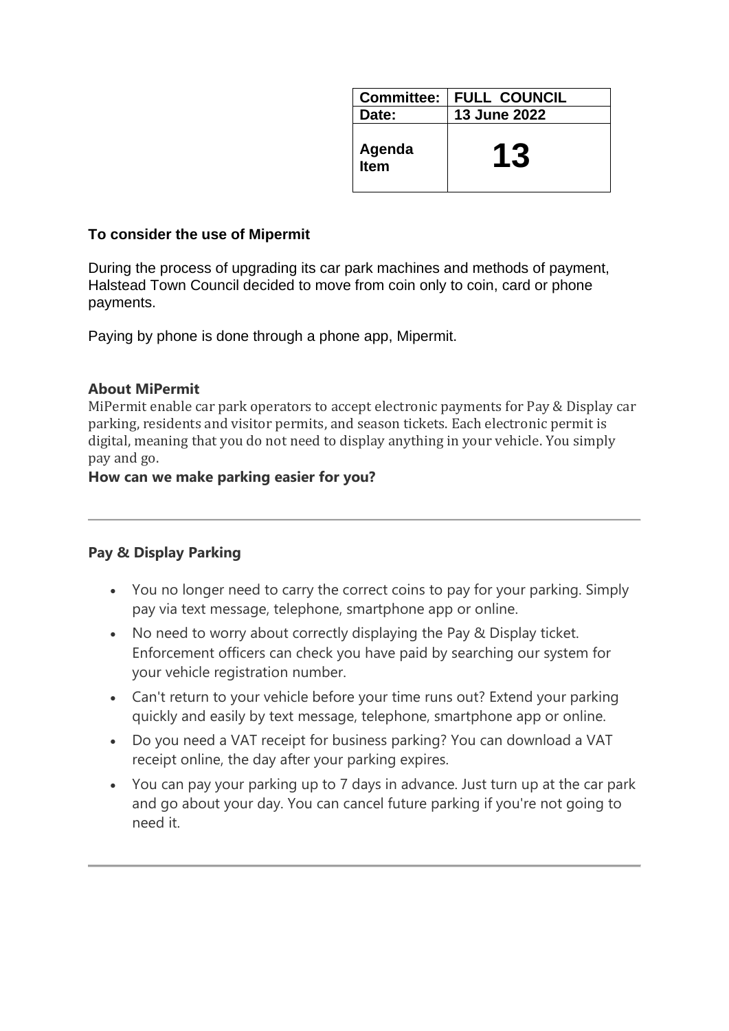| Committee: | FULL COUNCIL |
| --- | --- |
| Date: | 13 June 2022 |
| Agenda Item | 13 |

**To consider the use of Mipermit**

During the process of upgrading its car park machines and methods of payment, Halstead Town Council decided to move from coin only to coin, card or phone payments.

Paying by phone is done through a phone app, Mipermit.

### About MiPermit

MiPermit enable car park operators to accept electronic payments for Pay & Display car parking, residents and visitor permits, and season tickets. Each electronic permit is digital, meaning that you do not need to display anything in your vehicle. You simply pay and go.

**How can we make parking easier for you?**

---

### Pay & Display Parking

- You no longer need to carry the correct coins to pay for your parking. Simply pay via text message, telephone, smartphone app or online.
- No need to worry about correctly displaying the Pay & Display ticket. Enforcement officers can check you have paid by searching our system for your vehicle registration number.
- Can't return to your vehicle before your time runs out? Extend your parking quickly and easily by text message, telephone, smartphone app or online.
- Do you need a VAT receipt for business parking? You can download a VAT receipt online, the day after your parking expires.
- You can pay your parking up to 7 days in advance. Just turn up at the car park and go about your day. You can cancel future parking if you're not going to need it.

---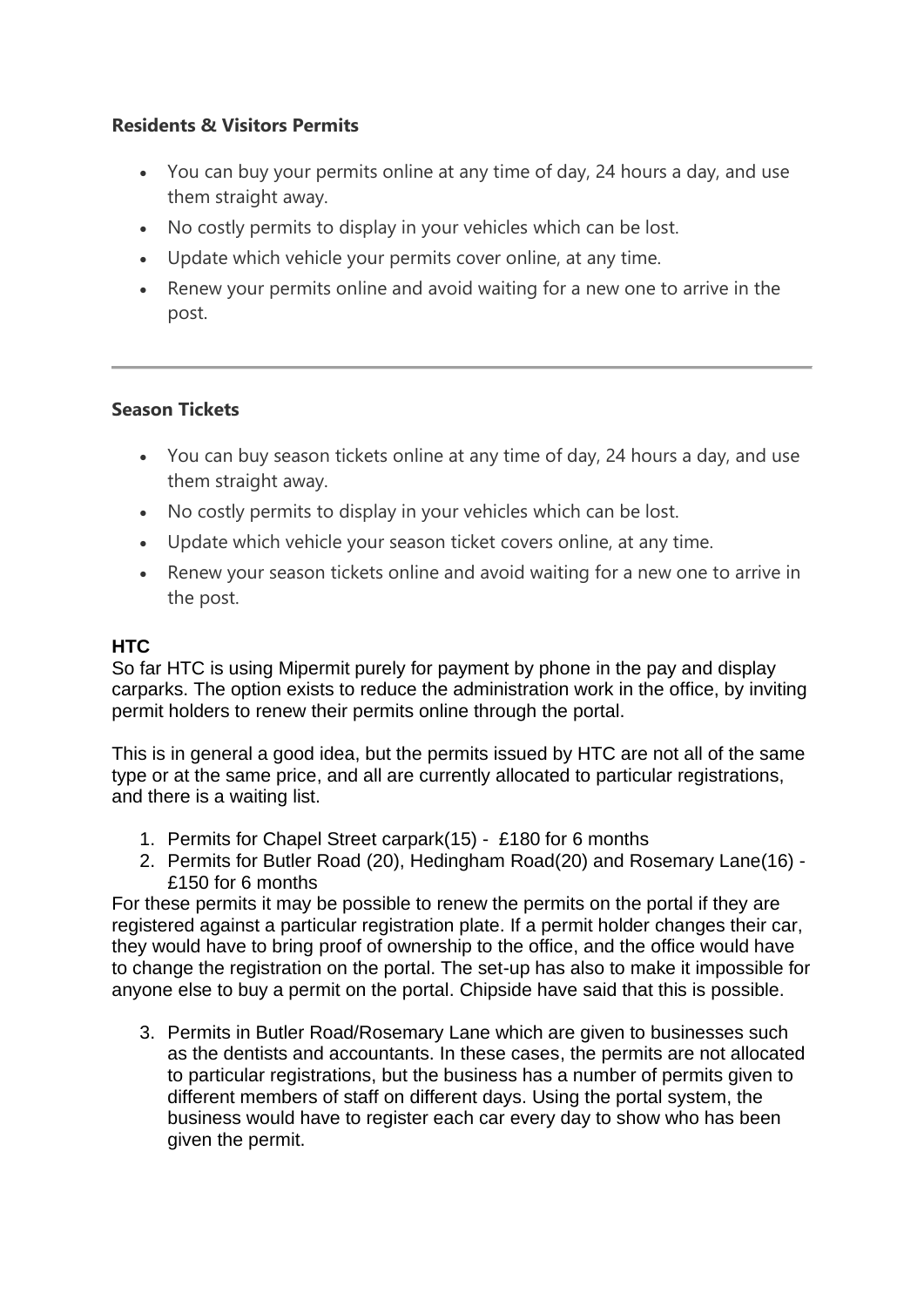**Residents & Visitors Permits**

- You can buy your permits online at any time of day, 24 hours a day, and use them straight away.
- No costly permits to display in your vehicles which can be lost.
- Update which vehicle your permits cover online, at any time.
- Renew your permits online and avoid waiting for a new one to arrive in the post.

---

**Season Tickets**

- You can buy season tickets online at any time of day, 24 hours a day, and use them straight away.
- No costly permits to display in your vehicles which can be lost.
- Update which vehicle your season ticket covers online, at any time.
- Renew your season tickets online and avoid waiting for a new one to arrive in the post.

**HTC**

So far HTC is using Mipermit purely for payment by phone in the pay and display carparks. The option exists to reduce the administration work in the office, by inviting permit holders to renew their permits online through the portal.

This is in general a good idea, but the permits issued by HTC are not all of the same type or at the same price, and all are currently allocated to particular registrations, and there is a waiting list.

1. Permits for Chapel Street carpark(15) - £180 for 6 months
2. Permits for Butler Road (20), Hedingham Road(20) and Rosemary Lane(16) - £150 for 6 months

For these permits it may be possible to renew the permits on the portal if they are registered against a particular registration plate. If a permit holder changes their car, they would have to bring proof of ownership to the office, and the office would have to change the registration on the portal. The set-up has also to make it impossible for anyone else to buy a permit on the portal. Chipside have said that this is possible.

3. Permits in Butler Road/Rosemary Lane which are given to businesses such as the dentists and accountants. In these cases, the permits are not allocated to particular registrations, but the business has a number of permits given to different members of staff on different days. Using the portal system, the business would have to register each car every day to show who has been given the permit.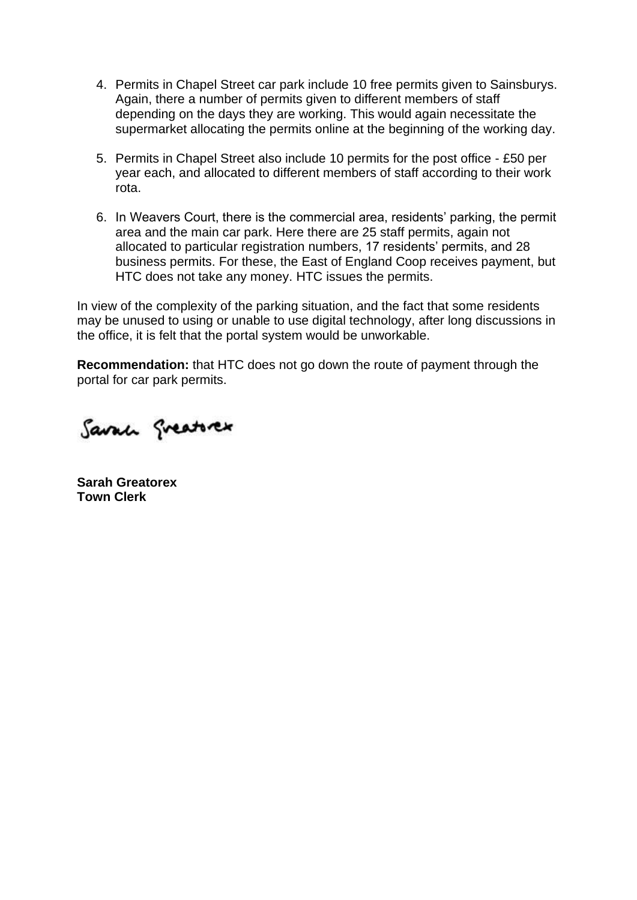4. Permits in Chapel Street car park include 10 free permits given to Sainsburys. Again, there a number of permits given to different members of staff depending on the days they are working. This would again necessitate the supermarket allocating the permits online at the beginning of the working day.

5. Permits in Chapel Street also include 10 permits for the post office - £50 per year each, and allocated to different members of staff according to their work rota.

6. In Weavers Court, there is the commercial area, residents' parking, the permit area and the main car park. Here there are 25 staff permits, again not allocated to particular registration numbers, 17 residents' permits, and 28 business permits. For these, the East of England Coop receives payment, but HTC does not take any money. HTC issues the permits.

In view of the complexity of the parking situation, and the fact that some residents may be unused to using or unable to use digital technology, after long discussions in the office, it is felt that the portal system would be unworkable.

**Recommendation:** that HTC does not go down the route of payment through the portal for car park permits.

Sarah Greatorex

**Sarah Greatorex**
**Town Clerk**